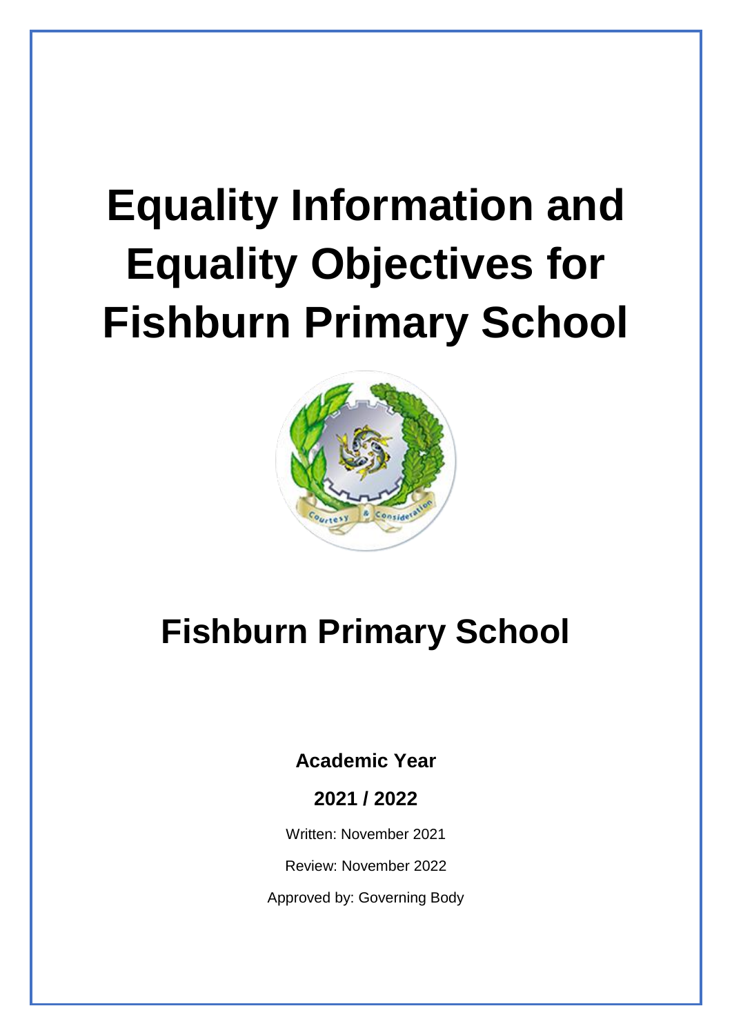# Equality Information and Equality Objectives for Fishburn Primary School

## Fishburn Primary School

**Academic Year**

**2021 / 2022**

Written: November 2021

Review: November 2022

Approved by: Governing Body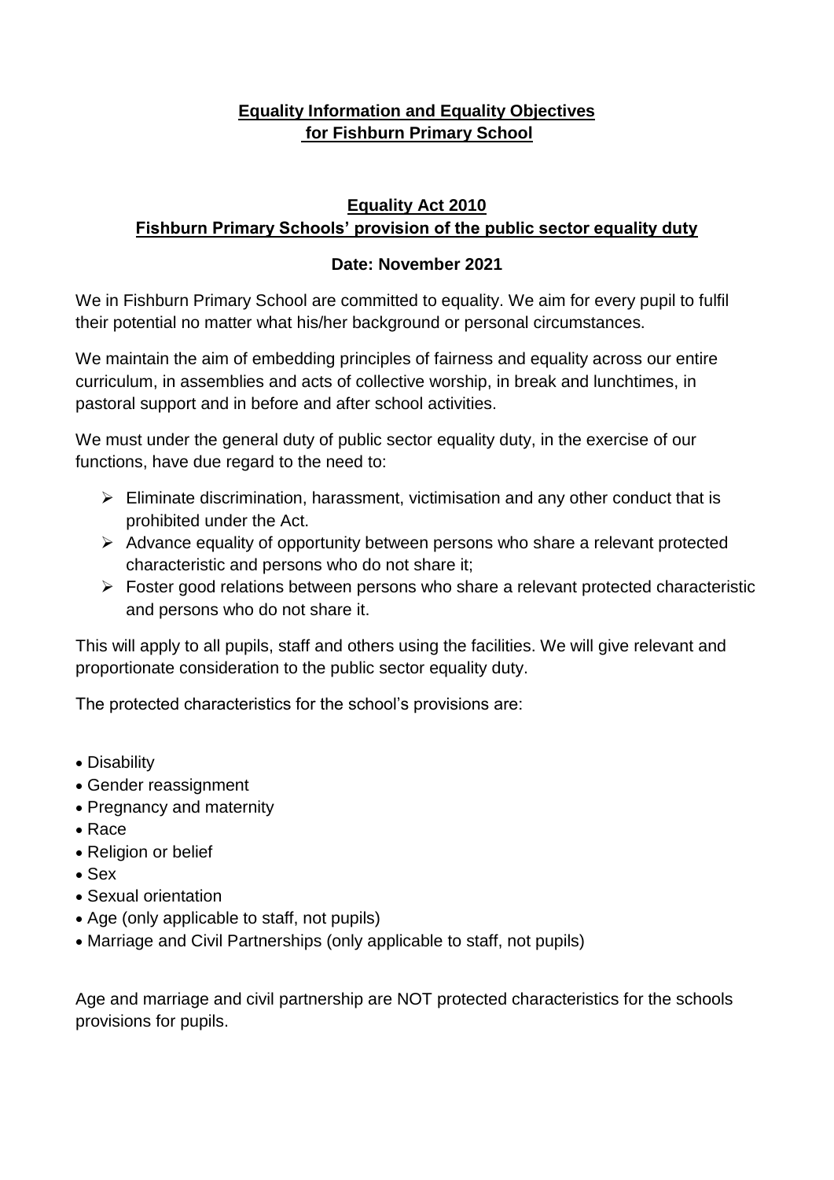## Equality Information and Equality Objectives for Fishburn Primary School

### Equality Act 2010
### Fishburn Primary Schools' provision of the public sector equality duty

**Date: November 2021**

We in Fishburn Primary School are committed to equality. We aim for every pupil to fulfil their potential no matter what his/her background or personal circumstances.

We maintain the aim of embedding principles of fairness and equality across our entire curriculum, in assemblies and acts of collective worship, in break and lunchtimes, in pastoral support and in before and after school activities.

We must under the general duty of public sector equality duty, in the exercise of our functions, have due regard to the need to:

- Eliminate discrimination, harassment, victimisation and any other conduct that is prohibited under the Act.
- Advance equality of opportunity between persons who share a relevant protected characteristic and persons who do not share it;
- Foster good relations between persons who share a relevant protected characteristic and persons who do not share it.

This will apply to all pupils, staff and others using the facilities. We will give relevant and proportionate consideration to the public sector equality duty.

The protected characteristics for the school's provisions are:

- Disability
- Gender reassignment
- Pregnancy and maternity
- Race
- Religion or belief
- Sex
- Sexual orientation
- Age (only applicable to staff, not pupils)
- Marriage and Civil Partnerships (only applicable to staff, not pupils)

Age and marriage and civil partnership are NOT protected characteristics for the schools provisions for pupils.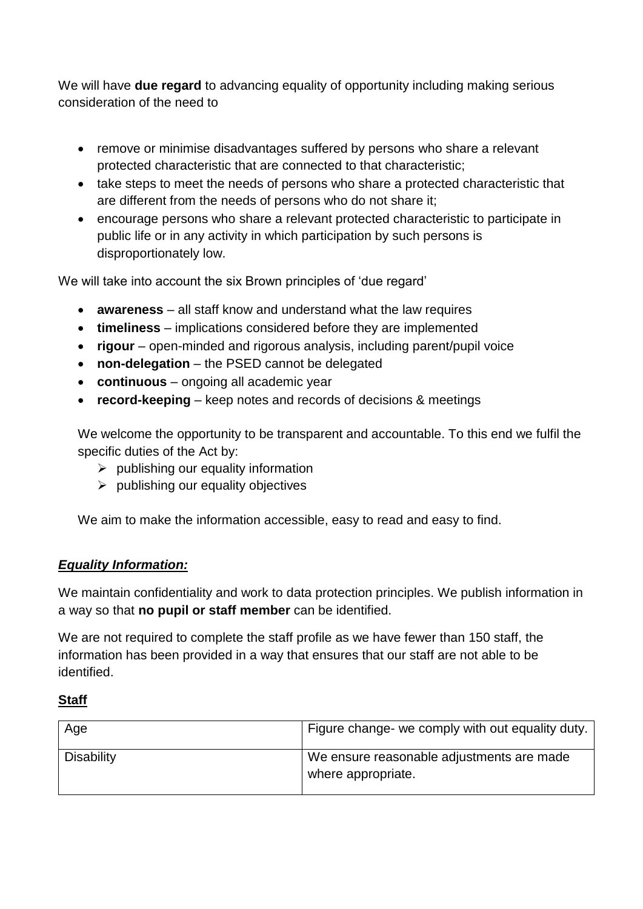We will have **due regard** to advancing equality of opportunity including making serious consideration of the need to

- remove or minimise disadvantages suffered by persons who share a relevant protected characteristic that are connected to that characteristic;
- take steps to meet the needs of persons who share a protected characteristic that are different from the needs of persons who do not share it;
- encourage persons who share a relevant protected characteristic to participate in public life or in any activity in which participation by such persons is disproportionately low.

We will take into account the six Brown principles of 'due regard'

- **awareness** – all staff know and understand what the law requires
- **timeliness** – implications considered before they are implemented
- **rigour** – open-minded and rigorous analysis, including parent/pupil voice
- **non-delegation** – the PSED cannot be delegated
- **continuous** – ongoing all academic year
- **record-keeping** – keep notes and records of decisions & meetings

We welcome the opportunity to be transparent and accountable. To this end we fulfil the specific duties of the Act by:

- publishing our equality information
- publishing our equality objectives

We aim to make the information accessible, easy to read and easy to find.

***Equality Information:***

We maintain confidentiality and work to data protection principles. We publish information in a way so that **no pupil or staff member** can be identified.

We are not required to complete the staff profile as we have fewer than 150 staff, the information has been provided in a way that ensures that our staff are not able to be identified.

**Staff**

| Age | Figure change- we comply with out equality duty. |
| --- | --- |
| Disability | We ensure reasonable adjustments are made where appropriate. |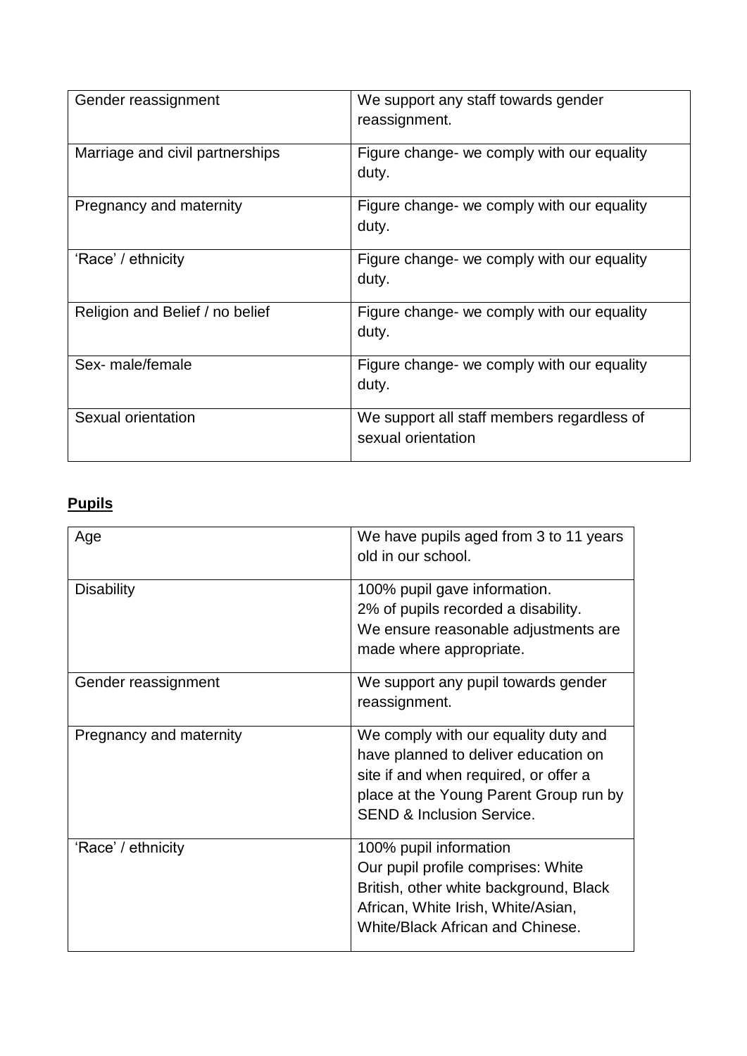| | |
|---|---|
| Gender reassignment | We support any staff towards gender reassignment. |
| Marriage and civil partnerships | Figure change- we comply with our equality duty. |
| Pregnancy and maternity | Figure change- we comply with our equality duty. |
| 'Race' / ethnicity | Figure change- we comply with our equality duty. |
| Religion and Belief / no belief | Figure change- we comply with our equality duty. |
| Sex- male/female | Figure change- we comply with our equality duty. |
| Sexual orientation | We support all staff members regardless of sexual orientation |

## **Pupils**

| | |
|---|---|
| Age | We have pupils aged from 3 to 11 years old in our school. |
| Disability | 100% pupil gave information.<br>2% of pupils recorded a disability.<br>We ensure reasonable adjustments are made where appropriate. |
| Gender reassignment | We support any pupil towards gender reassignment. |
| Pregnancy and maternity | We comply with our equality duty and have planned to deliver education on site if and when required, or offer a place at the Young Parent Group run by SEND & Inclusion Service. |
| 'Race' / ethnicity | 100% pupil information<br>Our pupil profile comprises: White British, other white background, Black African, White Irish, White/Asian, White/Black African and Chinese. |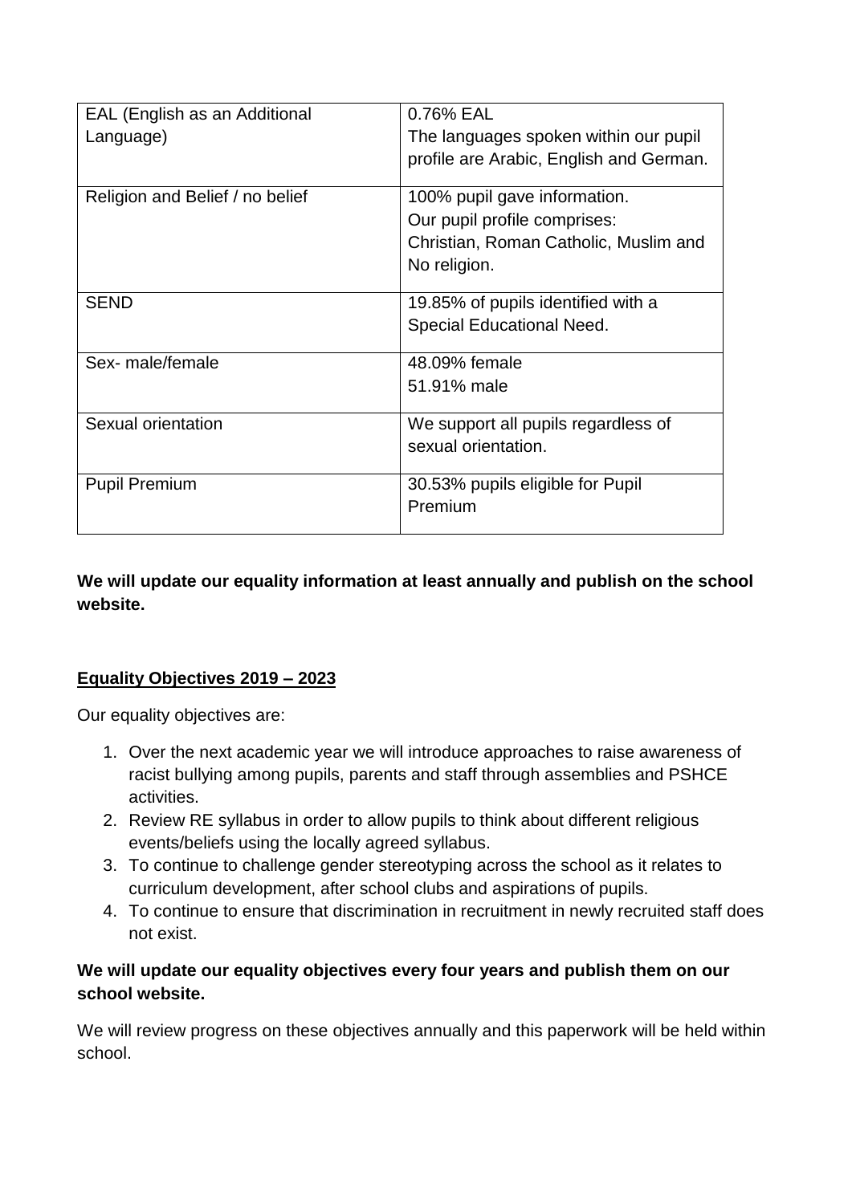| | |
|---|---|
| EAL (English as an Additional Language) | 0.76% EAL<br>The languages spoken within our pupil profile are Arabic, English and German. |
| Religion and Belief / no belief | 100% pupil gave information.<br>Our pupil profile comprises:<br>Christian, Roman Catholic, Muslim and No religion. |
| SEND | 19.85% of pupils identified with a Special Educational Need. |
| Sex- male/female | 48.09% female<br>51.91% male |
| Sexual orientation | We support all pupils regardless of sexual orientation. |
| Pupil Premium | 30.53% pupils eligible for Pupil Premium |

**We will update our equality information at least annually and publish on the school website.**

## Equality Objectives 2019 – 2023

Our equality objectives are:

1. Over the next academic year we will introduce approaches to raise awareness of racist bullying among pupils, parents and staff through assemblies and PSHCE activities.
2. Review RE syllabus in order to allow pupils to think about different religious events/beliefs using the locally agreed syllabus.
3. To continue to challenge gender stereotyping across the school as it relates to curriculum development, after school clubs and aspirations of pupils.
4. To continue to ensure that discrimination in recruitment in newly recruited staff does not exist.

**We will update our equality objectives every four years and publish them on our school website.**

We will review progress on these objectives annually and this paperwork will be held within school.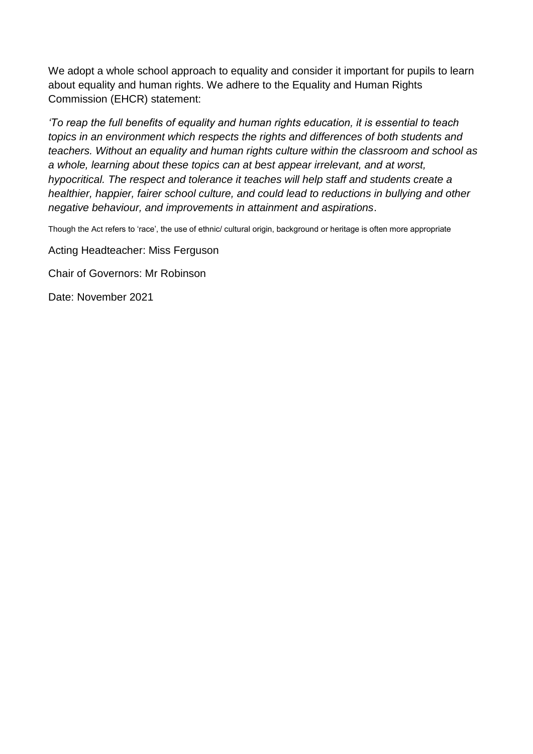We adopt a whole school approach to equality and consider it important for pupils to learn about equality and human rights. We adhere to the Equality and Human Rights Commission (EHCR) statement:

*'To reap the full benefits of equality and human rights education, it is essential to teach topics in an environment which respects the rights and differences of both students and teachers. Without an equality and human rights culture within the classroom and school as a whole, learning about these topics can at best appear irrelevant, and at worst, hypocritical. The respect and tolerance it teaches will help staff and students create a healthier, happier, fairer school culture, and could lead to reductions in bullying and other negative behaviour, and improvements in attainment and aspirations*.

Though the Act refers to 'race', the use of ethnic/ cultural origin, background or heritage is often more appropriate

Acting Headteacher: Miss Ferguson

Chair of Governors: Mr Robinson

Date: November 2021